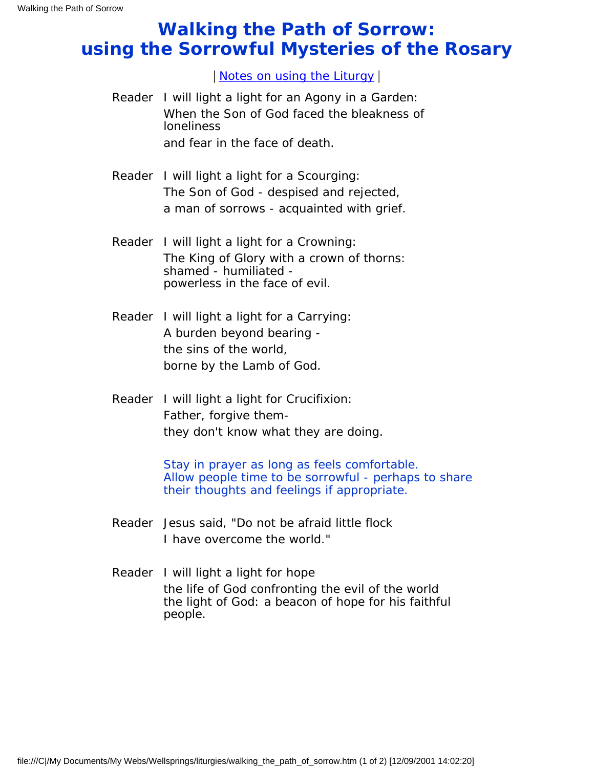# Walking the Path of Sorrow: using the Sorrowful Mysteries of the Rosary

| Notes on using the Liturgy |

**Reader** I will light a light for an Agony in a Garden:
When the Son of God faced the bleakness of loneliness
and fear in the face of death.

**Reader** I will light a light for a Scourging:
The Son of God - despised and rejected,
a man of sorrows - acquainted with grief.

**Reader** I will light a light for a Crowning:
The King of Glory with a crown of thorns:
shamed - humiliated -
powerless in the face of evil.

**Reader** I will light a light for a Carrying:
A burden beyond bearing -
the sins of the world,
borne by the Lamb of God.

**Reader** I will light a light for Crucifixion:
Father, forgive them-
they don't know what they are doing.

*Stay in prayer as long as feels comfortable.
Allow people time to be sorrowful - perhaps to share their thoughts and feelings if appropriate.*

**Reader** Jesus said, "Do not be afraid little flock
I have overcome the world."

**Reader** I will light a light for hope
the life of God confronting the evil of the world
the light of God: a beacon of hope for his faithful people.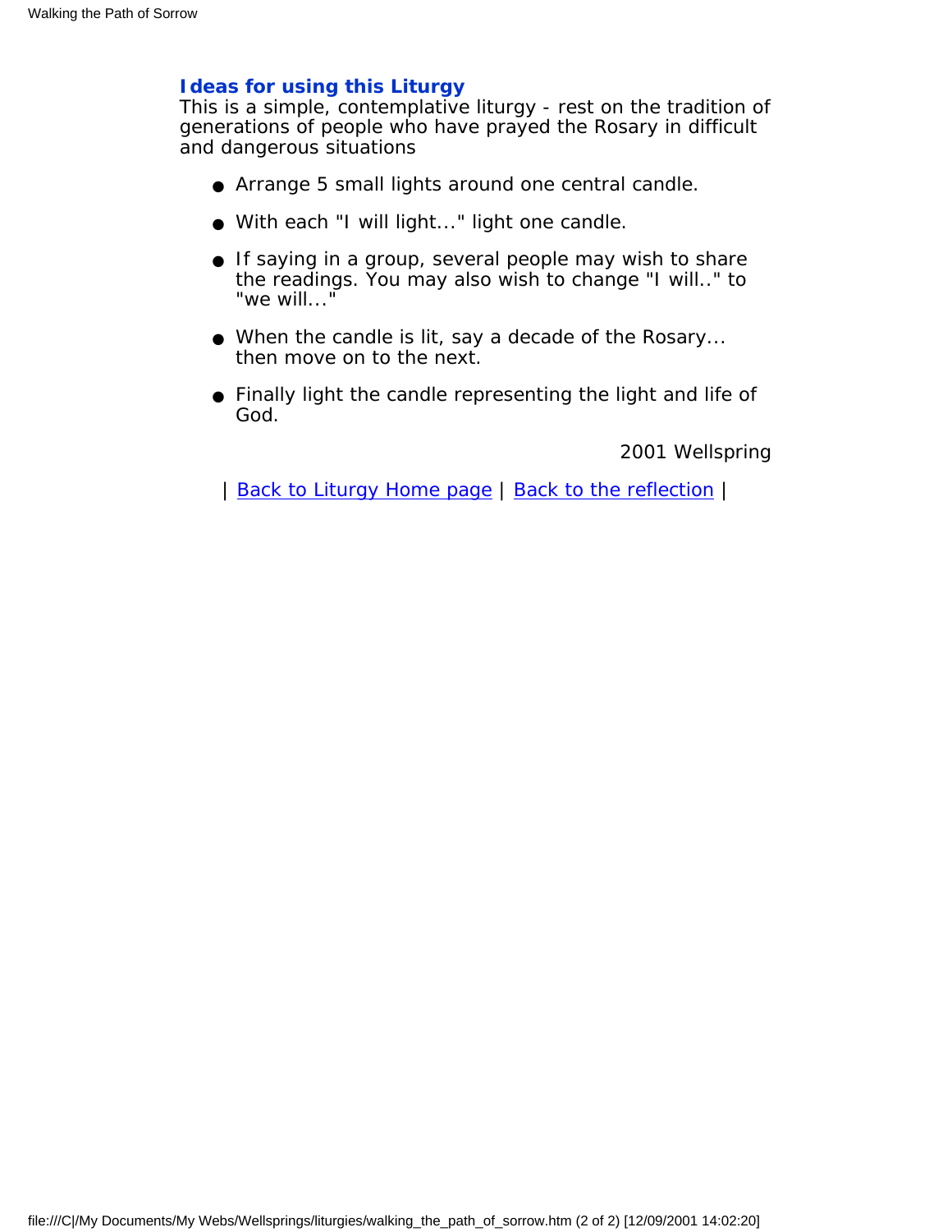### Ideas for using this Liturgy

This is a simple, contemplative liturgy - rest on the tradition of generations of people who have prayed the Rosary in difficult and dangerous situations

- Arrange 5 small lights around one central candle.
- With each "I will light..." light one candle.
- If saying in a group, several people may wish to share the readings. You may also wish to change "I will.." to "we will..."
- When the candle is lit, say a decade of the Rosary... then move on to the next.
- Finally light the candle representing the light and life of God.

2001 Wellspring

| Back to Liturgy Home page | Back to the reflection |